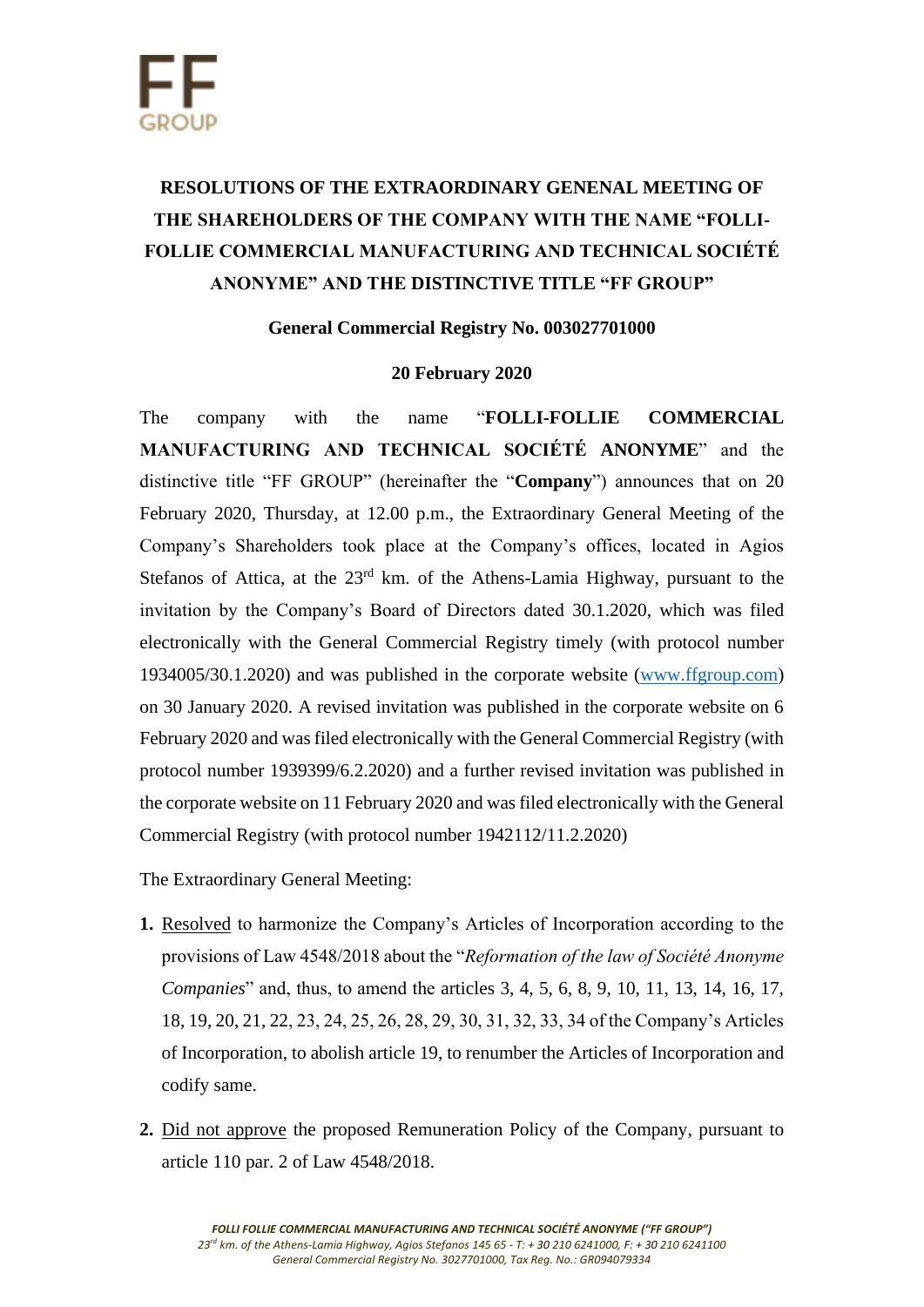# RESOLUTIONS OF THE EXTRAORDINARY GENENAL MEETING OF THE SHAREHOLDERS OF THE COMPANY WITH THE NAME "FOLLI-FOLLIE COMMERCIAL MANUFACTURING AND TECHNICAL SOCIÉTÉ ANONYME" AND THE DISTINCTIVE TITLE "FF GROUP"

**General Commercial Registry No. 003027701000**

**20 February 2020**

The company with the name "**FOLLI-FOLLIE COMMERCIAL MANUFACTURING AND TECHNICAL SOCIÉTÉ ANONYME**" and the distinctive title "FF GROUP" (hereinafter the "**Company**") announces that on 20 February 2020, Thursday, at 12.00 p.m., the Extraordinary General Meeting of the Company's Shareholders took place at the Company's offices, located in Agios Stefanos of Attica, at the 23rd km. of the Athens-Lamia Highway, pursuant to the invitation by the Company's Board of Directors dated 30.1.2020, which was filed electronically with the General Commercial Registry timely (with protocol number 1934005/30.1.2020) and was published in the corporate website (www.ffgroup.com) on 30 January 2020. A revised invitation was published in the corporate website on 6 February 2020 and was filed electronically with the General Commercial Registry (with protocol number 1939399/6.2.2020) and a further revised invitation was published in the corporate website on 11 February 2020 and was filed electronically with the General Commercial Registry (with protocol number 1942112/11.2.2020)

The Extraordinary General Meeting:

1. Resolved to harmonize the Company's Articles of Incorporation according to the provisions of Law 4548/2018 about the "*Reformation of the law of Société Anonyme Companies*" and, thus, to amend the articles 3, 4, 5, 6, 8, 9, 10, 11, 13, 14, 16, 17, 18, 19, 20, 21, 22, 23, 24, 25, 26, 28, 29, 30, 31, 32, 33, 34 of the Company's Articles of Incorporation, to abolish article 19, to renumber the Articles of Incorporation and codify same.
2. Did not approve the proposed Remuneration Policy of the Company, pursuant to article 110 par. 2 of Law 4548/2018.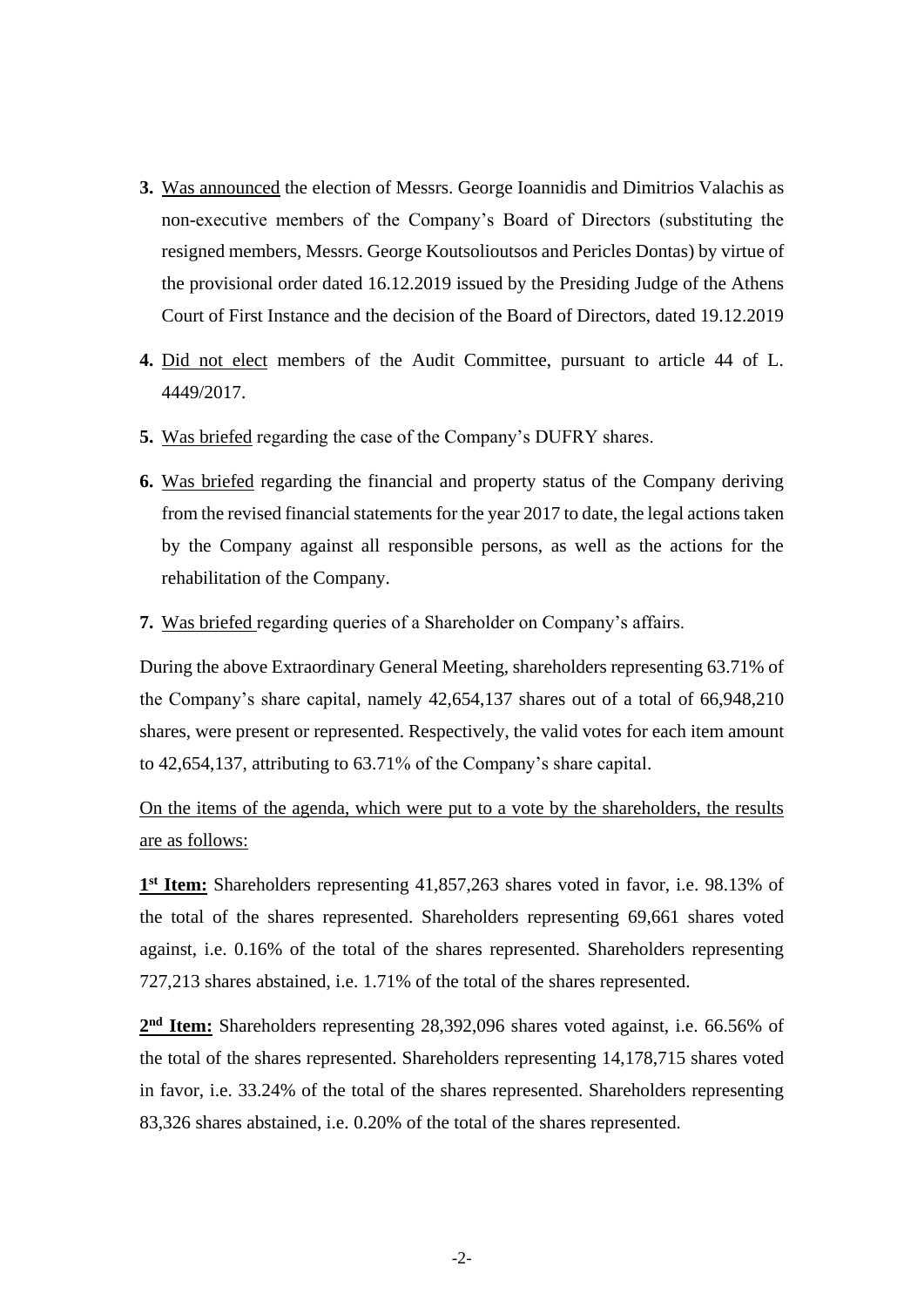3. Was announced the election of Messrs. George Ioannidis and Dimitrios Valachis as non-executive members of the Company's Board of Directors (substituting the resigned members, Messrs. George Koutsolioutsos and Pericles Dontas) by virtue of the provisional order dated 16.12.2019 issued by the Presiding Judge of the Athens Court of First Instance and the decision of the Board of Directors, dated 19.12.2019

4. Did not elect members of the Audit Committee, pursuant to article 44 of L. 4449/2017.

5. Was briefed regarding the case of the Company's DUFRY shares.

6. Was briefed regarding the financial and property status of the Company deriving from the revised financial statements for the year 2017 to date, the legal actions taken by the Company against all responsible persons, as well as the actions for the rehabilitation of the Company.

7. Was briefed regarding queries of a Shareholder on Company's affairs.

During the above Extraordinary General Meeting, shareholders representing 63.71% of the Company's share capital, namely 42,654,137 shares out of a total of 66,948,210 shares, were present or represented. Respectively, the valid votes for each item amount to 42,654,137, attributing to 63.71% of the Company's share capital.

On the items of the agenda, which were put to a vote by the shareholders, the results are as follows:

**1st Item:** Shareholders representing 41,857,263 shares voted in favor, i.e. 98.13% of the total of the shares represented. Shareholders representing 69,661 shares voted against, i.e. 0.16% of the total of the shares represented. Shareholders representing 727,213 shares abstained, i.e. 1.71% of the total of the shares represented.

**2nd Item:** Shareholders representing 28,392,096 shares voted against, i.e. 66.56% of the total of the shares represented. Shareholders representing 14,178,715 shares voted in favor, i.e. 33.24% of the total of the shares represented. Shareholders representing 83,326 shares abstained, i.e. 0.20% of the total of the shares represented.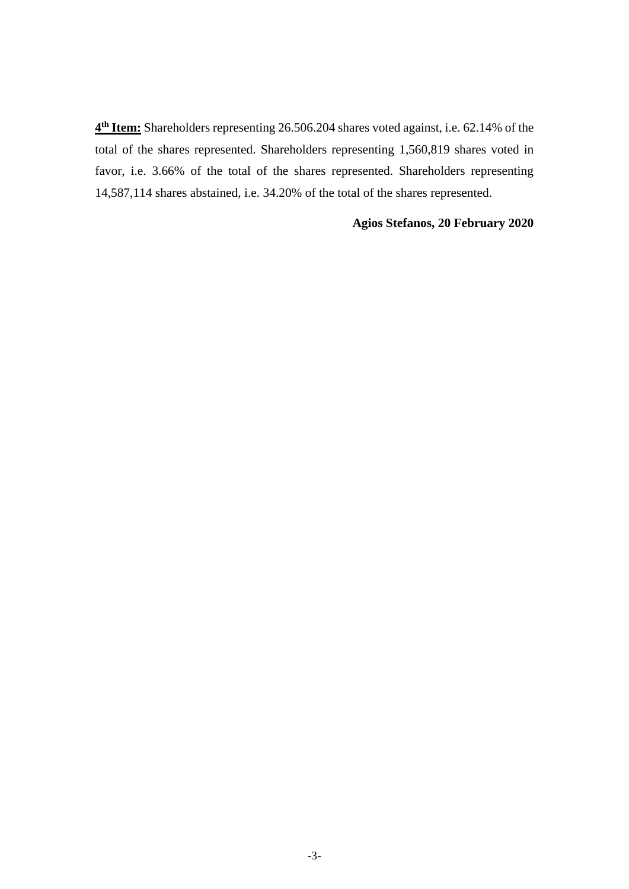**4th Item:** Shareholders representing 26.506.204 shares voted against, i.e. 62.14% of the total of the shares represented. Shareholders representing 1,560,819 shares voted in favor, i.e. 3.66% of the total of the shares represented. Shareholders representing 14,587,114 shares abstained, i.e. 34.20% of the total of the shares represented.

**Agios Stefanos, 20 February 2020**